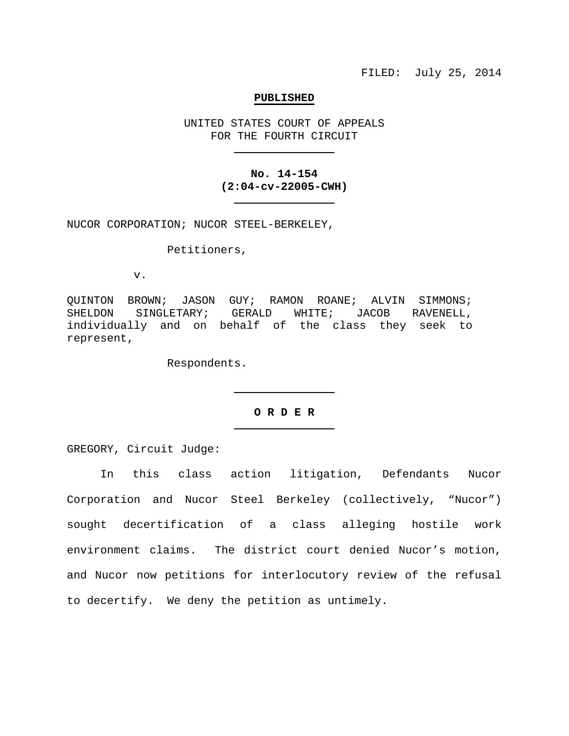FILED: July 25, 2014

**PUBLISHED**

UNITED STATES COURT OF APPEALS
FOR THE FOURTH CIRCUIT

**No. 14-154**
**(2:04-cv-22005-CWH)**

NUCOR CORPORATION; NUCOR STEEL-BERKELEY,

Petitioners,

v.

QUINTON BROWN; JASON GUY; RAMON ROANE; ALVIN SIMMONS; SHELDON SINGLETARY; GERALD WHITE; JACOB RAVENELL, individually and on behalf of the class they seek to represent,

Respondents.

**O R D E R**

GREGORY, Circuit Judge:

In this class action litigation, Defendants Nucor Corporation and Nucor Steel Berkeley (collectively, "Nucor") sought decertification of a class alleging hostile work environment claims. The district court denied Nucor's motion, and Nucor now petitions for interlocutory review of the refusal to decertify. We deny the petition as untimely.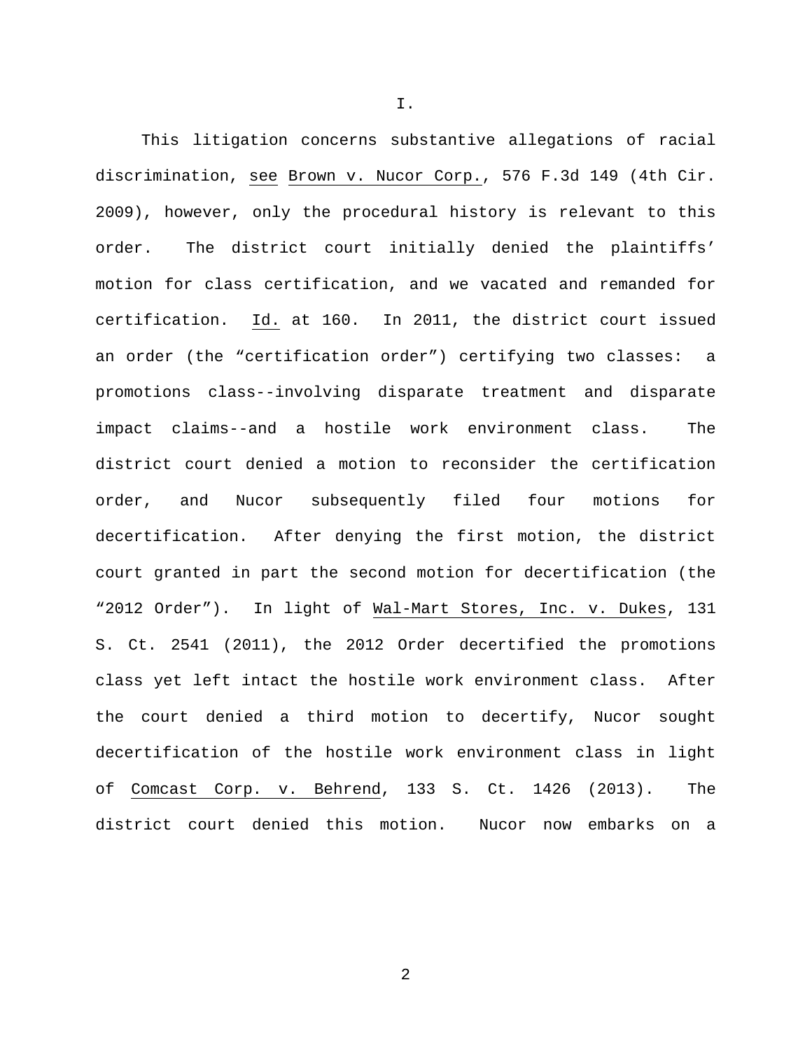I.

This litigation concerns substantive allegations of racial discrimination, see Brown v. Nucor Corp., 576 F.3d 149 (4th Cir. 2009), however, only the procedural history is relevant to this order. The district court initially denied the plaintiffs' motion for class certification, and we vacated and remanded for certification. Id. at 160. In 2011, the district court issued an order (the "certification order") certifying two classes: a promotions class--involving disparate treatment and disparate impact claims--and a hostile work environment class. The district court denied a motion to reconsider the certification order, and Nucor subsequently filed four motions for decertification. After denying the first motion, the district court granted in part the second motion for decertification (the "2012 Order"). In light of Wal-Mart Stores, Inc. v. Dukes, 131 S. Ct. 2541 (2011), the 2012 Order decertified the promotions class yet left intact the hostile work environment class. After the court denied a third motion to decertify, Nucor sought decertification of the hostile work environment class in light of Comcast Corp. v. Behrend, 133 S. Ct. 1426 (2013). The district court denied this motion. Nucor now embarks on a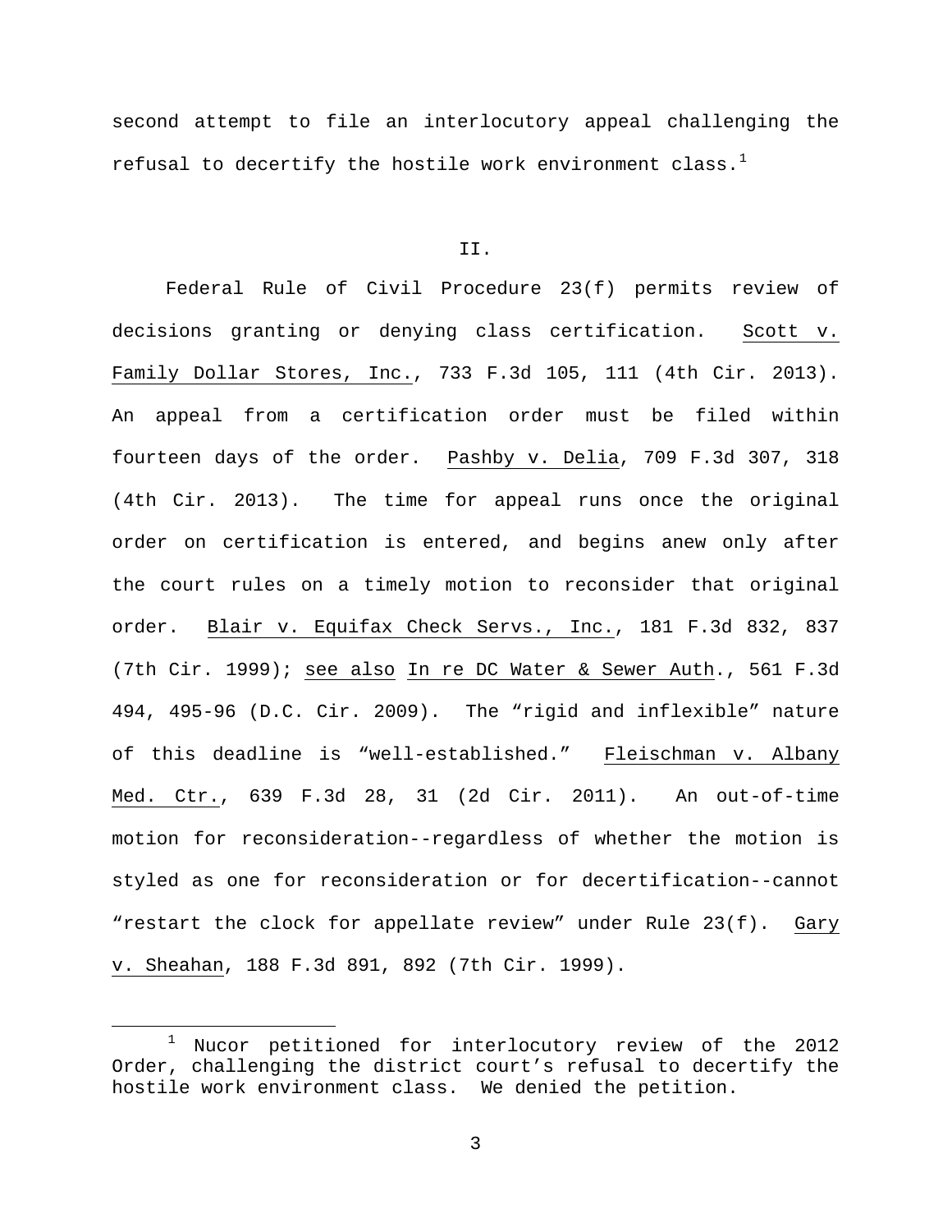second attempt to file an interlocutory appeal challenging the refusal to decertify the hostile work environment class.[1]

II.

Federal Rule of Civil Procedure 23(f) permits review of decisions granting or denying class certification. Scott v. Family Dollar Stores, Inc., 733 F.3d 105, 111 (4th Cir. 2013). An appeal from a certification order must be filed within fourteen days of the order. Pashby v. Delia, 709 F.3d 307, 318 (4th Cir. 2013). The time for appeal runs once the original order on certification is entered, and begins anew only after the court rules on a timely motion to reconsider that original order. Blair v. Equifax Check Servs., Inc., 181 F.3d 832, 837 (7th Cir. 1999); see also In re DC Water & Sewer Auth., 561 F.3d 494, 495-96 (D.C. Cir. 2009). The "rigid and inflexible" nature of this deadline is "well-established." Fleischman v. Albany Med. Ctr., 639 F.3d 28, 31 (2d Cir. 2011). An out-of-time motion for reconsideration--regardless of whether the motion is styled as one for reconsideration or for decertification--cannot "restart the clock for appellate review" under Rule 23(f). Gary v. Sheahan, 188 F.3d 891, 892 (7th Cir. 1999).

[1] Nucor petitioned for interlocutory review of the 2012 Order, challenging the district court's refusal to decertify the hostile work environment class. We denied the petition.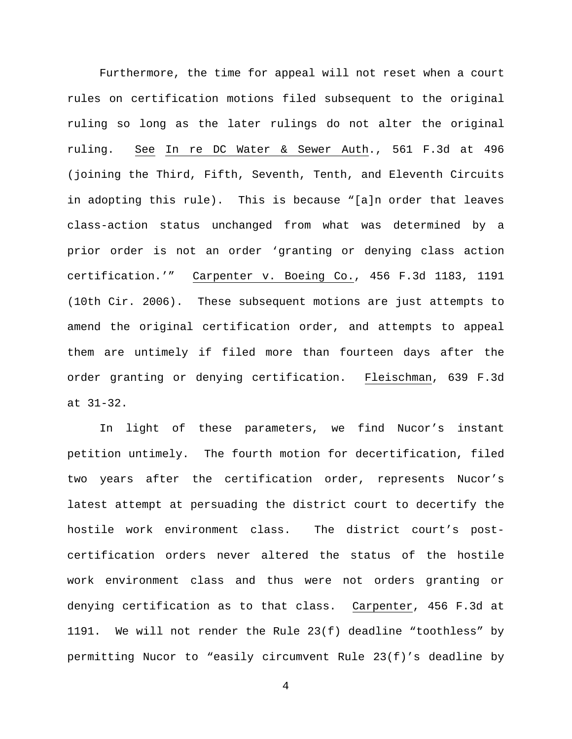Furthermore, the time for appeal will not reset when a court rules on certification motions filed subsequent to the original ruling so long as the later rulings do not alter the original ruling. See In re DC Water & Sewer Auth., 561 F.3d at 496 (joining the Third, Fifth, Seventh, Tenth, and Eleventh Circuits in adopting this rule). This is because "[a]n order that leaves class-action status unchanged from what was determined by a prior order is not an order 'granting or denying class action certification.'" Carpenter v. Boeing Co., 456 F.3d 1183, 1191 (10th Cir. 2006). These subsequent motions are just attempts to amend the original certification order, and attempts to appeal them are untimely if filed more than fourteen days after the order granting or denying certification. Fleischman, 639 F.3d at 31-32.

In light of these parameters, we find Nucor's instant petition untimely. The fourth motion for decertification, filed two years after the certification order, represents Nucor's latest attempt at persuading the district court to decertify the hostile work environment class. The district court's post-certification orders never altered the status of the hostile work environment class and thus were not orders granting or denying certification as to that class. Carpenter, 456 F.3d at 1191. We will not render the Rule 23(f) deadline "toothless" by permitting Nucor to "easily circumvent Rule 23(f)'s deadline by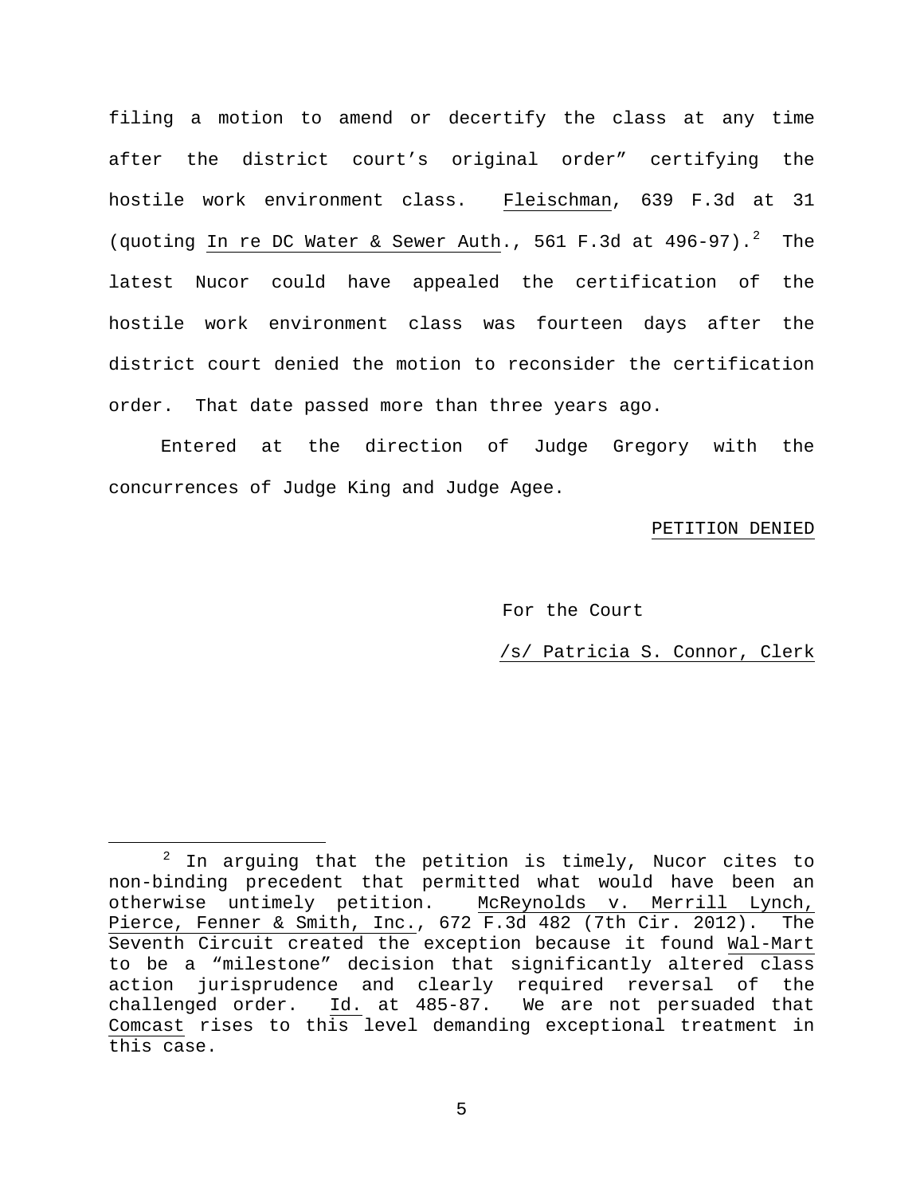filing a motion to amend or decertify the class at any time after the district court's original order" certifying the hostile work environment class. Fleischman, 639 F.3d at 31 (quoting In re DC Water & Sewer Auth., 561 F.3d at 496-97).[2] The latest Nucor could have appealed the certification of the hostile work environment class was fourteen days after the district court denied the motion to reconsider the certification order. That date passed more than three years ago.

Entered at the direction of Judge Gregory with the concurrences of Judge King and Judge Agee.

PETITION DENIED

For the Court

/s/ Patricia S. Connor, Clerk

---

[2] In arguing that the petition is timely, Nucor cites to non-binding precedent that permitted what would have been an otherwise untimely petition. McReynolds v. Merrill Lynch, Pierce, Fenner & Smith, Inc., 672 F.3d 482 (7th Cir. 2012). The Seventh Circuit created the exception because it found Wal-Mart to be a "milestone" decision that significantly altered class action jurisprudence and clearly required reversal of the challenged order. Id. at 485-87. We are not persuaded that Comcast rises to this level demanding exceptional treatment in this case.